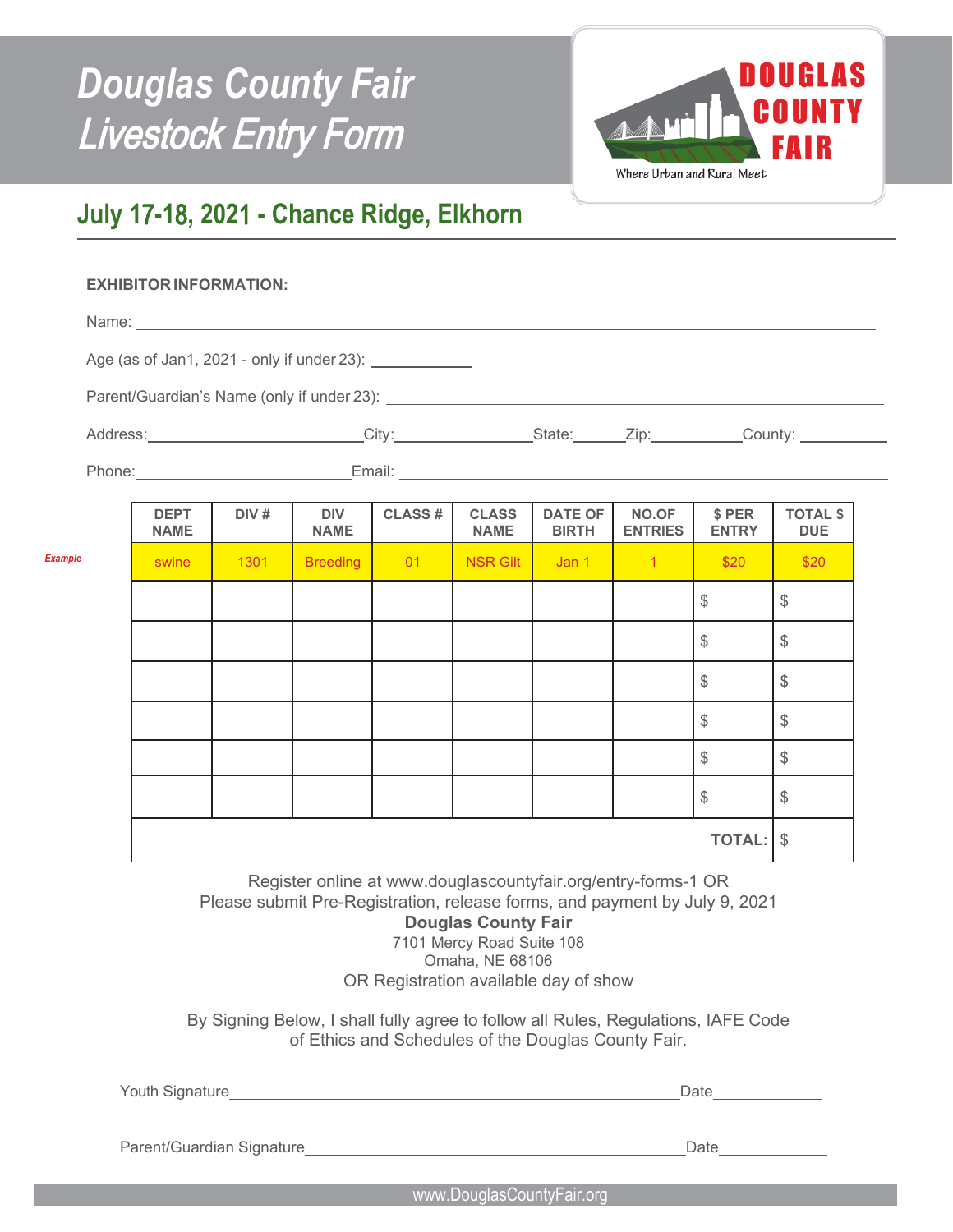# Douglas County Fair Livestock Entry Form

DOUGLAS COUNTY FAIR

Where Urban and Rural Meet

## July 17-18, 2021 - Chance Ridge, Elkhorn

**EXHIBITOR INFORMATION:**

Name: ______________________________

Age (as of Jan1, 2021 - only if under 23): ____________

Parent/Guardian's Name (only if under 23): ______________________________

Address: ______________ City: ______________ State: ______ Zip: __________ County: __________

Phone: ______________ Email: ______________________________

| | DEPT NAME | DIV # | DIV NAME | CLASS # | CLASS NAME | DATE OF BIRTH | NO.OF ENTRIES | $ PER ENTRY | TOTAL $ DUE |
|---|---|---|---|---|---|---|---|---|---|
| *Example* | swine | 1301 | Breeding | 01 | NSR Gilt | Jan 1 | 1 | $20 | $20 |
| | | | | | | | | $ | $ |
| | | | | | | | | $ | $ |
| | | | | | | | | $ | $ |
| | | | | | | | | $ | $ |
| | | | | | | | | $ | $ |
| | | | | | | | | $ | $ |
| | | | | | | | | **TOTAL:** | $ |

Register online at www.douglascountyfair.org/entry-forms-1 OR
Please submit Pre-Registration, release forms, and payment by July 9, 2021

**Douglas County Fair**
7101 Mercy Road Suite 108
Omaha, NE 68106
OR Registration available day of show

By Signing Below, I shall fully agree to follow all Rules, Regulations, IAFE Code of Ethics and Schedules of the Douglas County Fair.

Youth Signature ______________________________ Date ____________

Parent/Guardian Signature ______________________________ Date ____________

www.DouglasCountyFair.org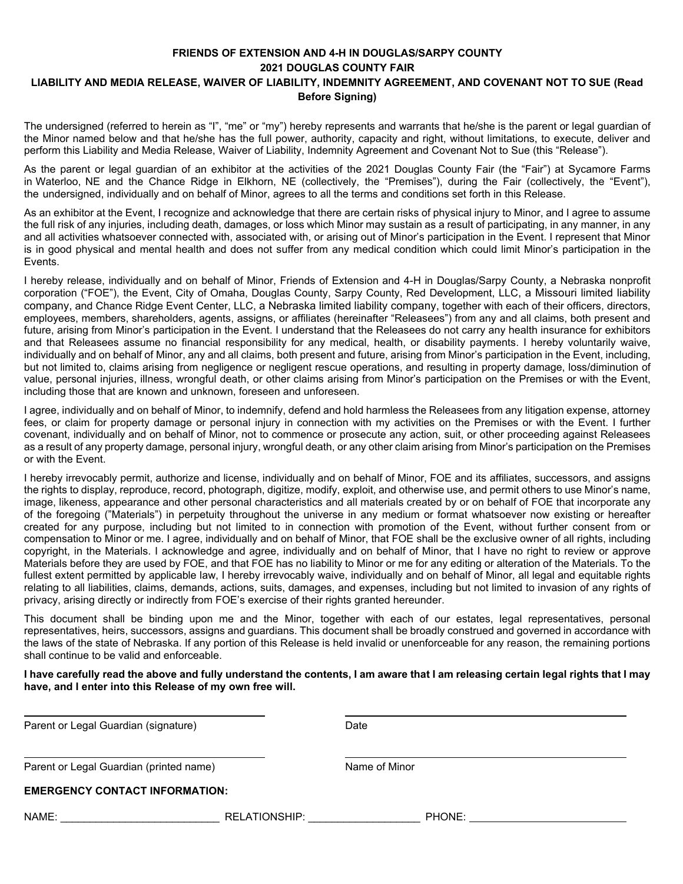**FRIENDS OF EXTENSION AND 4-H IN DOUGLAS/SARPY COUNTY**
**2021 DOUGLAS COUNTY FAIR**
**LIABILITY AND MEDIA RELEASE, WAIVER OF LIABILITY, INDEMNITY AGREEMENT, AND COVENANT NOT TO SUE (Read Before Signing)**

The undersigned (referred to herein as "I", "me" or "my") hereby represents and warrants that he/she is the parent or legal guardian of the Minor named below and that he/she has the full power, authority, capacity and right, without limitations, to execute, deliver and perform this Liability and Media Release, Waiver of Liability, Indemnity Agreement and Covenant Not to Sue (this "Release").

As the parent or legal guardian of an exhibitor at the activities of the 2021 Douglas County Fair (the "Fair") at Sycamore Farms in Waterloo, NE and the Chance Ridge in Elkhorn, NE (collectively, the "Premises"), during the Fair (collectively, the "Event"), the undersigned, individually and on behalf of Minor, agrees to all the terms and conditions set forth in this Release.

As an exhibitor at the Event, I recognize and acknowledge that there are certain risks of physical injury to Minor, and I agree to assume the full risk of any injuries, including death, damages, or loss which Minor may sustain as a result of participating, in any manner, in any and all activities whatsoever connected with, associated with, or arising out of Minor's participation in the Event. I represent that Minor is in good physical and mental health and does not suffer from any medical condition which could limit Minor's participation in the Events.

I hereby release, individually and on behalf of Minor, Friends of Extension and 4-H in Douglas/Sarpy County, a Nebraska nonprofit corporation ("FOE"), the Event, City of Omaha, Douglas County, Sarpy County, Red Development, LLC, a Missouri limited liability company, and Chance Ridge Event Center, LLC, a Nebraska limited liability company, together with each of their officers, directors, employees, members, shareholders, agents, assigns, or affiliates (hereinafter "Releasees") from any and all claims, both present and future, arising from Minor's participation in the Event. I understand that the Releasees do not carry any health insurance for exhibitors and that Releasees assume no financial responsibility for any medical, health, or disability payments. I hereby voluntarily waive, individually and on behalf of Minor, any and all claims, both present and future, arising from Minor's participation in the Event, including, but not limited to, claims arising from negligence or negligent rescue operations, and resulting in property damage, loss/diminution of value, personal injuries, illness, wrongful death, or other claims arising from Minor's participation on the Premises or with the Event, including those that are known and unknown, foreseen and unforeseen.

I agree, individually and on behalf of Minor, to indemnify, defend and hold harmless the Releasees from any litigation expense, attorney fees, or claim for property damage or personal injury in connection with my activities on the Premises or with the Event. I further covenant, individually and on behalf of Minor, not to commence or prosecute any action, suit, or other proceeding against Releasees as a result of any property damage, personal injury, wrongful death, or any other claim arising from Minor's participation on the Premises or with the Event.

I hereby irrevocably permit, authorize and license, individually and on behalf of Minor, FOE and its affiliates, successors, and assigns the rights to display, reproduce, record, photograph, digitize, modify, exploit, and otherwise use, and permit others to use Minor's name, image, likeness, appearance and other personal characteristics and all materials created by or on behalf of FOE that incorporate any of the foregoing ("Materials") in perpetuity throughout the universe in any medium or format whatsoever now existing or hereafter created for any purpose, including but not limited to in connection with promotion of the Event, without further consent from or compensation to Minor or me. I agree, individually and on behalf of Minor, that FOE shall be the exclusive owner of all rights, including copyright, in the Materials. I acknowledge and agree, individually and on behalf of Minor, that I have no right to review or approve Materials before they are used by FOE, and that FOE has no liability to Minor or me for any editing or alteration of the Materials. To the fullest extent permitted by applicable law, I hereby irrevocably waive, individually and on behalf of Minor, all legal and equitable rights relating to all liabilities, claims, demands, actions, suits, damages, and expenses, including but not limited to invasion of any rights of privacy, arising directly or indirectly from FOE's exercise of their rights granted hereunder.

This document shall be binding upon me and the Minor, together with each of our estates, legal representatives, personal representatives, heirs, successors, assigns and guardians. This document shall be broadly construed and governed in accordance with the laws of the state of Nebraska. If any portion of this Release is held invalid or unenforceable for any reason, the remaining portions shall continue to be valid and enforceable.

**I have carefully read the above and fully understand the contents, I am aware that I am releasing certain legal rights that I may have, and I enter into this Release of my own free will.**

______________________________ ______________________________
Parent or Legal Guardian (signature) Date

______________________________ ______________________________
Parent or Legal Guardian (printed name) Name of Minor

**EMERGENCY CONTACT INFORMATION:**

NAME: ___________________________ RELATIONSHIP: ___________________ PHONE: ___________________________